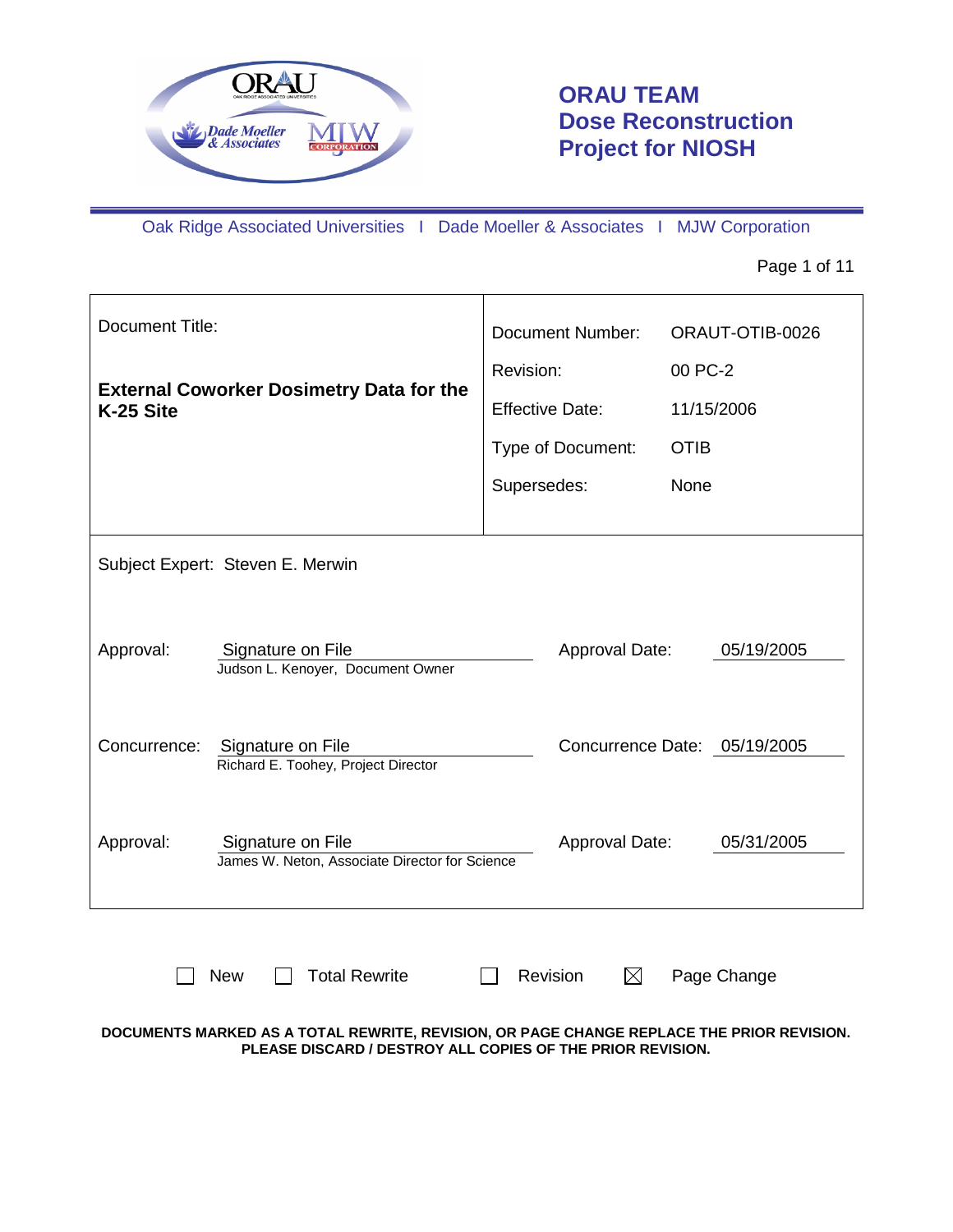# ORAU TEAM Dose Reconstruction Project for NIOSH

Oak Ridge Associated Universities I Dade Moeller & Associates I MJW Corporation

| Document Title: | |
|---|---|
| **External Coworker Dosimetry Data for the K-25 Site** | Document Number: ORAUT-OTIB-0026 |
| | Revision: 00 PC-2 |
| | Effective Date: 11/15/2006 |
| | Type of Document: OTIB |
| | Supersedes: None |

Subject Expert: Steven E. Merwin

| | | | |
|---|---|---|---|
| Approval: | Signature on File<br>Judson L. Kenoyer, Document Owner | Approval Date: | 05/19/2005 |
| Concurrence: | Signature on File<br>Richard E. Toohey, Project Director | Concurrence Date: | 05/19/2005 |
| Approval: | Signature on File<br>James W. Neton, Associate Director for Science | Approval Date: | 05/31/2005 |

☐ New ☐ Total Rewrite ☐ Revision ☒ Page Change

**DOCUMENTS MARKED AS A TOTAL REWRITE, REVISION, OR PAGE CHANGE REPLACE THE PRIOR REVISION. PLEASE DISCARD / DESTROY ALL COPIES OF THE PRIOR REVISION.**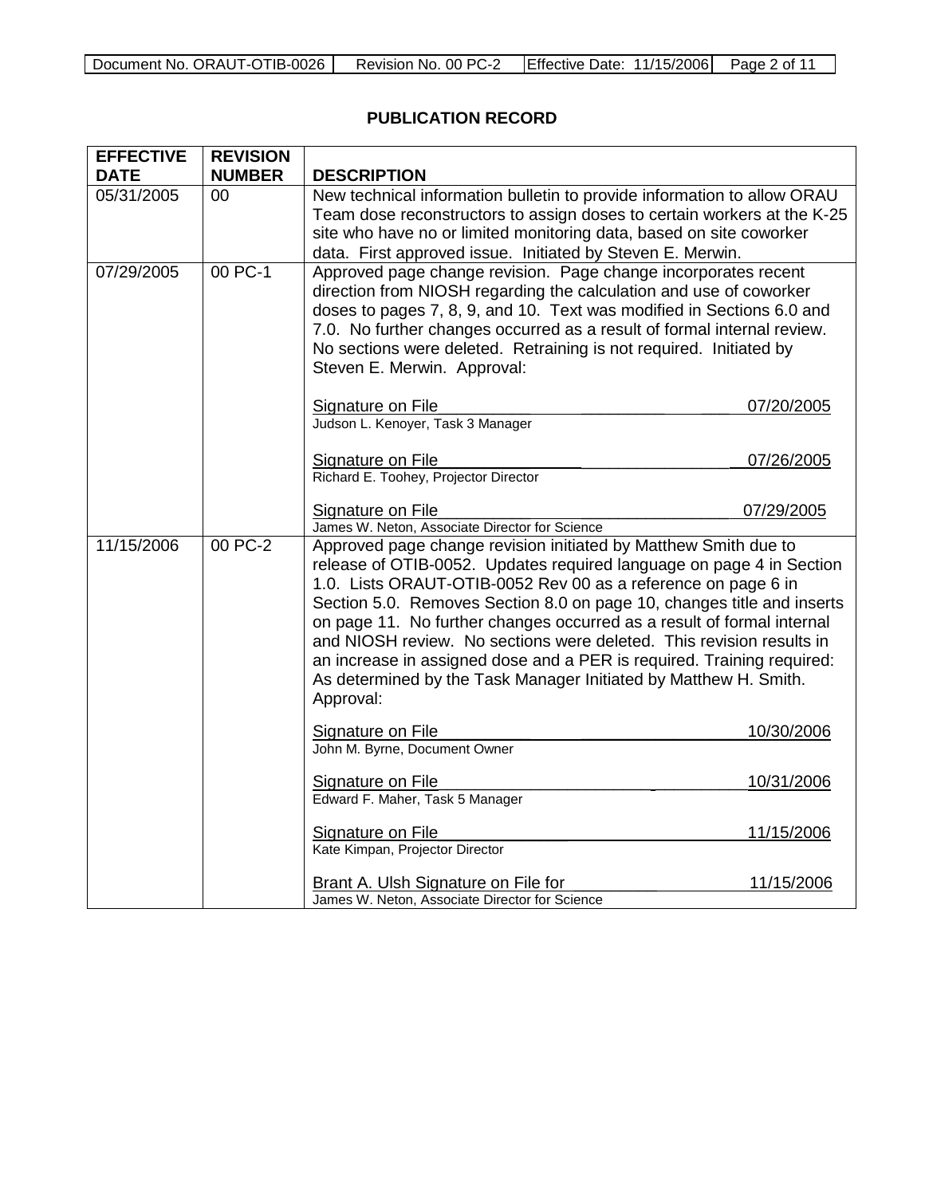## PUBLICATION RECORD

| EFFECTIVE DATE | REVISION NUMBER | DESCRIPTION |
|---|---|---|
| 05/31/2005 | 00 | New technical information bulletin to provide information to allow ORAU Team dose reconstructors to assign doses to certain workers at the K-25 site who have no or limited monitoring data, based on site coworker data. First approved issue. Initiated by Steven E. Merwin. |
| 07/29/2005 | 00 PC-1 | Approved page change revision. Page change incorporates recent direction from NIOSH regarding the calculation and use of coworker doses to pages 7, 8, 9, and 10. Text was modified in Sections 6.0 and 7.0. No further changes occurred as a result of formal internal review. No sections were deleted. Retraining is not required. Initiated by Steven E. Merwin. Approval:<br><br>Signature on File 07/20/2005<br>Judson L. Kenoyer, Task 3 Manager<br><br>Signature on File 07/26/2005<br>Richard E. Toohey, Projector Director<br><br>Signature on File 07/29/2005<br>James W. Neton, Associate Director for Science |
| 11/15/2006 | 00 PC-2 | Approved page change revision initiated by Matthew Smith due to release of OTIB-0052. Updates required language on page 4 in Section 1.0. Lists ORAUT-OTIB-0052 Rev 00 as a reference on page 6 in Section 5.0. Removes Section 8.0 on page 10, changes title and inserts on page 11. No further changes occurred as a result of formal internal and NIOSH review. No sections were deleted. This revision results in an increase in assigned dose and a PER is required. Training required: As determined by the Task Manager Initiated by Matthew H. Smith. Approval:<br><br>Signature on File 10/30/2006<br>John M. Byrne, Document Owner<br><br>Signature on File 10/31/2006<br>Edward F. Maher, Task 5 Manager<br><br>Signature on File 11/15/2006<br>Kate Kimpan, Projector Director<br><br>Brant A. Ulsh Signature on File for 11/15/2006<br>James W. Neton, Associate Director for Science |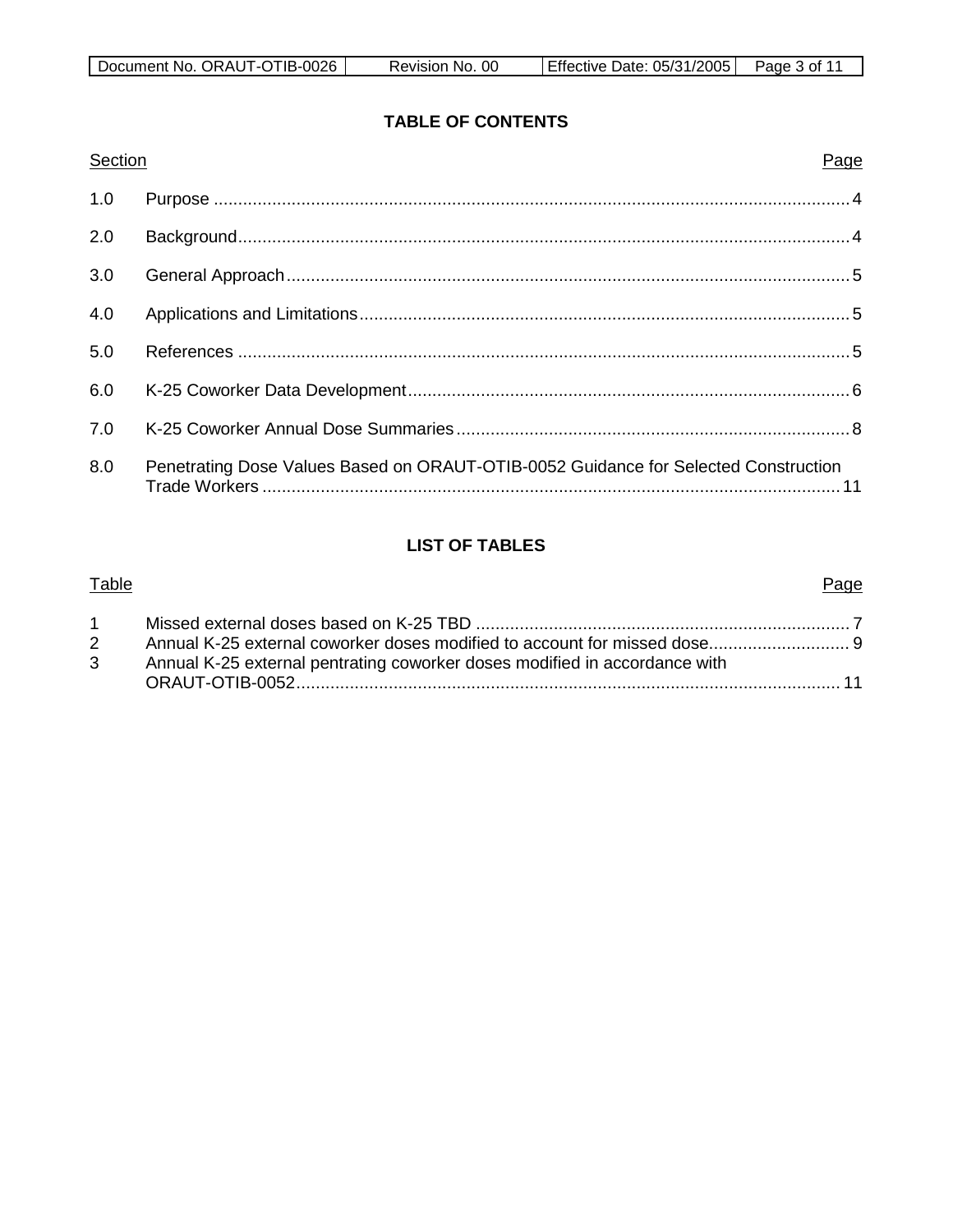**TABLE OF CONTENTS**

| Section | | Page |
|---|---|---|
| 1.0 | Purpose | 4 |
| 2.0 | Background | 4 |
| 3.0 | General Approach | 5 |
| 4.0 | Applications and Limitations | 5 |
| 5.0 | References | 5 |
| 6.0 | K-25 Coworker Data Development | 6 |
| 7.0 | K-25 Coworker Annual Dose Summaries | 8 |
| 8.0 | Penetrating Dose Values Based on ORAUT-OTIB-0052 Guidance for Selected Construction Trade Workers | 11 |

**LIST OF TABLES**

| Table | | Page |
|---|---|---|
| 1 | Missed external doses based on K-25 TBD | 7 |
| 2 | Annual K-25 external coworker doses modified to account for missed dose | 9 |
| 3 | Annual K-25 external pentrating coworker doses modified in accordance with ORAUT-OTIB-0052 | 11 |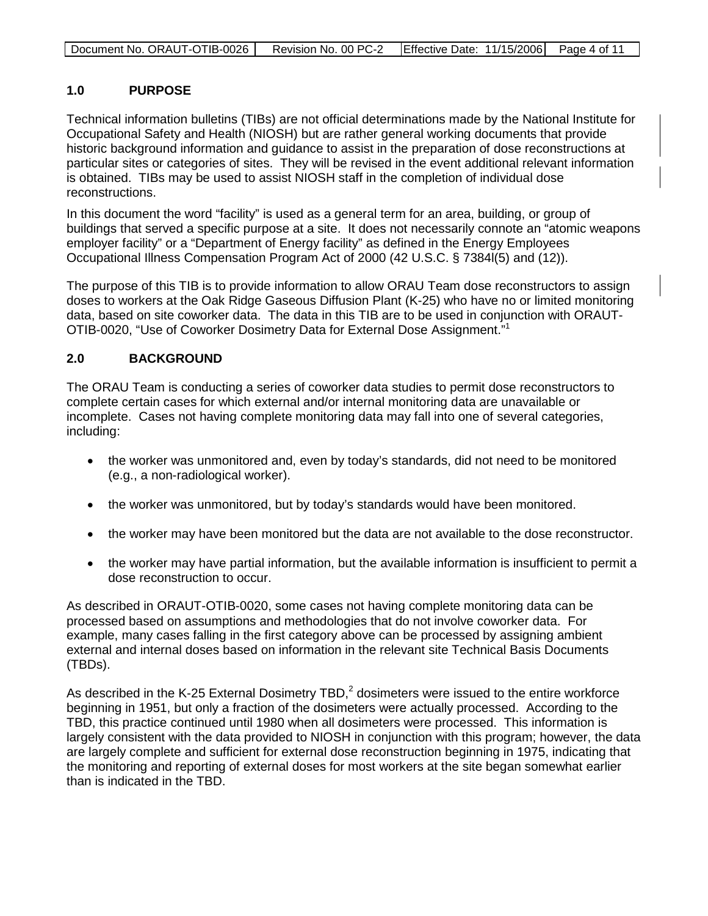## 1.0 PURPOSE

Technical information bulletins (TIBs) are not official determinations made by the National Institute for Occupational Safety and Health (NIOSH) but are rather general working documents that provide historic background information and guidance to assist in the preparation of dose reconstructions at particular sites or categories of sites. They will be revised in the event additional relevant information is obtained. TIBs may be used to assist NIOSH staff in the completion of individual dose reconstructions.

In this document the word "facility" is used as a general term for an area, building, or group of buildings that served a specific purpose at a site. It does not necessarily connote an "atomic weapons employer facility" or a "Department of Energy facility" as defined in the Energy Employees Occupational Illness Compensation Program Act of 2000 (42 U.S.C. § 7384l(5) and (12)).

The purpose of this TIB is to provide information to allow ORAU Team dose reconstructors to assign doses to workers at the Oak Ridge Gaseous Diffusion Plant (K-25) who have no or limited monitoring data, based on site coworker data. The data in this TIB are to be used in conjunction with ORAUT-OTIB-0020, "Use of Coworker Dosimetry Data for External Dose Assignment."[1]

## 2.0 BACKGROUND

The ORAU Team is conducting a series of coworker data studies to permit dose reconstructors to complete certain cases for which external and/or internal monitoring data are unavailable or incomplete. Cases not having complete monitoring data may fall into one of several categories, including:

- the worker was unmonitored and, even by today's standards, did not need to be monitored (e.g., a non-radiological worker).
- the worker was unmonitored, but by today's standards would have been monitored.
- the worker may have been monitored but the data are not available to the dose reconstructor.
- the worker may have partial information, but the available information is insufficient to permit a dose reconstruction to occur.

As described in ORAUT-OTIB-0020, some cases not having complete monitoring data can be processed based on assumptions and methodologies that do not involve coworker data. For example, many cases falling in the first category above can be processed by assigning ambient external and internal doses based on information in the relevant site Technical Basis Documents (TBDs).

As described in the K-25 External Dosimetry TBD,[2] dosimeters were issued to the entire workforce beginning in 1951, but only a fraction of the dosimeters were actually processed. According to the TBD, this practice continued until 1980 when all dosimeters were processed. This information is largely consistent with the data provided to NIOSH in conjunction with this program; however, the data are largely complete and sufficient for external dose reconstruction beginning in 1975, indicating that the monitoring and reporting of external doses for most workers at the site began somewhat earlier than is indicated in the TBD.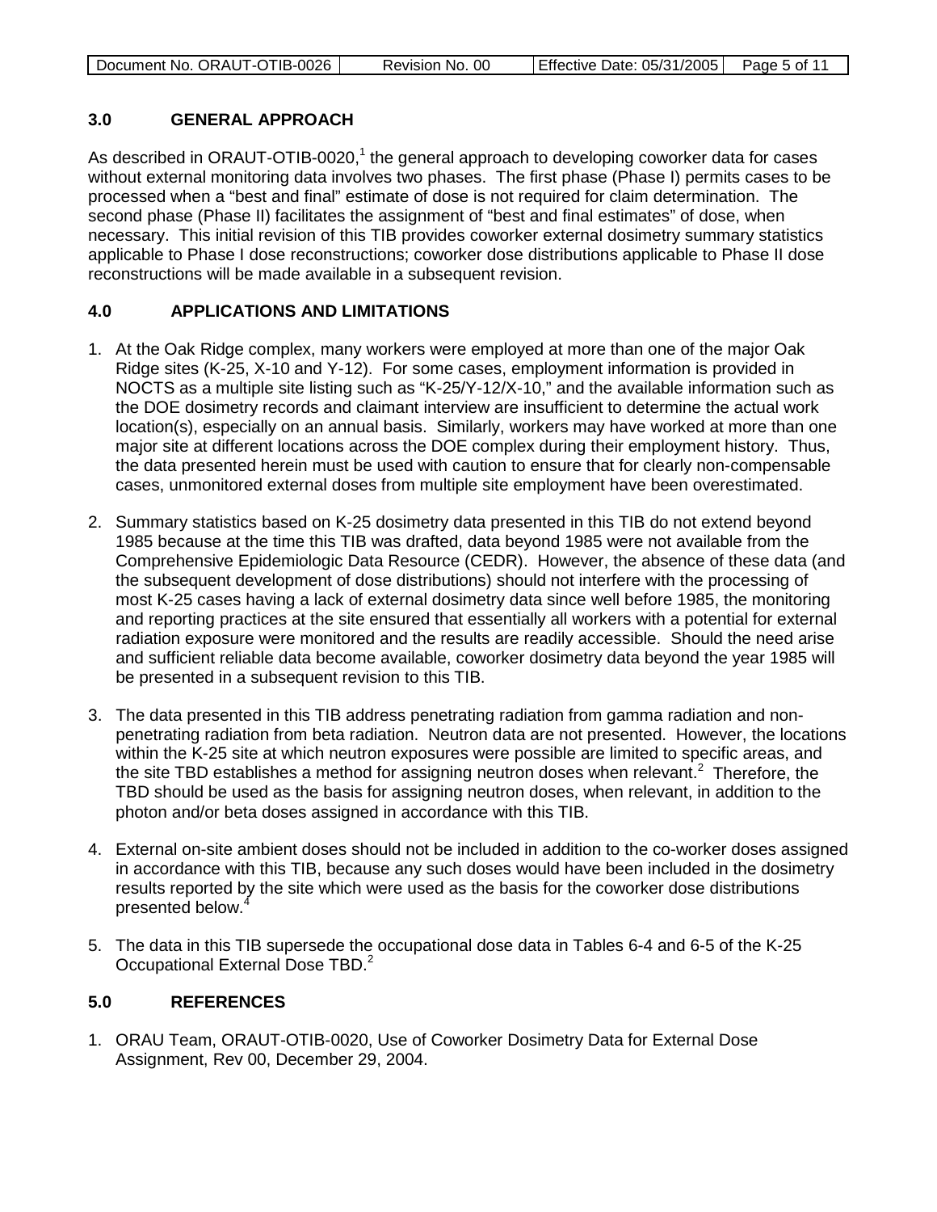## 3.0 GENERAL APPROACH

As described in ORAUT-OTIB-0020,[1] the general approach to developing coworker data for cases without external monitoring data involves two phases. The first phase (Phase I) permits cases to be processed when a "best and final" estimate of dose is not required for claim determination. The second phase (Phase II) facilitates the assignment of "best and final estimates" of dose, when necessary. This initial revision of this TIB provides coworker external dosimetry summary statistics applicable to Phase I dose reconstructions; coworker dose distributions applicable to Phase II dose reconstructions will be made available in a subsequent revision.

## 4.0 APPLICATIONS AND LIMITATIONS

1. At the Oak Ridge complex, many workers were employed at more than one of the major Oak Ridge sites (K-25, X-10 and Y-12). For some cases, employment information is provided in NOCTS as a multiple site listing such as "K-25/Y-12/X-10," and the available information such as the DOE dosimetry records and claimant interview are insufficient to determine the actual work location(s), especially on an annual basis. Similarly, workers may have worked at more than one major site at different locations across the DOE complex during their employment history. Thus, the data presented herein must be used with caution to ensure that for clearly non-compensable cases, unmonitored external doses from multiple site employment have been overestimated.

2. Summary statistics based on K-25 dosimetry data presented in this TIB do not extend beyond 1985 because at the time this TIB was drafted, data beyond 1985 were not available from the Comprehensive Epidemiologic Data Resource (CEDR). However, the absence of these data (and the subsequent development of dose distributions) should not interfere with the processing of most K-25 cases having a lack of external dosimetry data since well before 1985, the monitoring and reporting practices at the site ensured that essentially all workers with a potential for external radiation exposure were monitored and the results are readily accessible. Should the need arise and sufficient reliable data become available, coworker dosimetry data beyond the year 1985 will be presented in a subsequent revision to this TIB.

3. The data presented in this TIB address penetrating radiation from gamma radiation and non-penetrating radiation from beta radiation. Neutron data are not presented. However, the locations within the K-25 site at which neutron exposures were possible are limited to specific areas, and the site TBD establishes a method for assigning neutron doses when relevant.[2] Therefore, the TBD should be used as the basis for assigning neutron doses, when relevant, in addition to the photon and/or beta doses assigned in accordance with this TIB.

4. External on-site ambient doses should not be included in addition to the co-worker doses assigned in accordance with this TIB, because any such doses would have been included in the dosimetry results reported by the site which were used as the basis for the coworker dose distributions presented below.[4]

5. The data in this TIB supersede the occupational dose data in Tables 6-4 and 6-5 of the K-25 Occupational External Dose TBD.[2]

## 5.0 REFERENCES

1. ORAU Team, ORAUT-OTIB-0020, Use of Coworker Dosimetry Data for External Dose Assignment, Rev 00, December 29, 2004.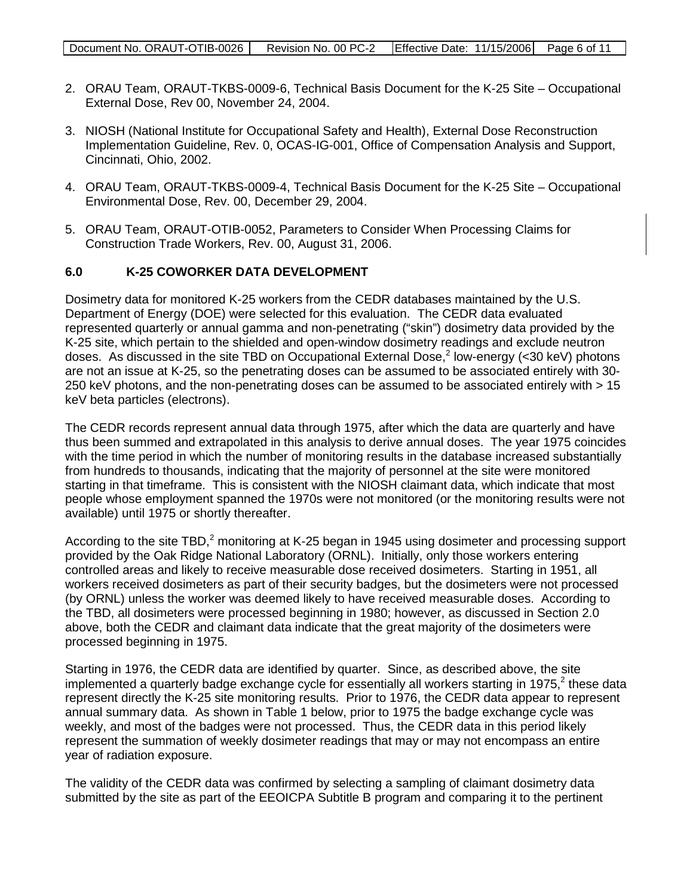2. ORAU Team, ORAUT-TKBS-0009-6, Technical Basis Document for the K-25 Site – Occupational External Dose, Rev 00, November 24, 2004.

3. NIOSH (National Institute for Occupational Safety and Health), External Dose Reconstruction Implementation Guideline, Rev. 0, OCAS-IG-001, Office of Compensation Analysis and Support, Cincinnati, Ohio, 2002.

4. ORAU Team, ORAUT-TKBS-0009-4, Technical Basis Document for the K-25 Site – Occupational Environmental Dose, Rev. 00, December 29, 2004.

5. ORAU Team, ORAUT-OTIB-0052, Parameters to Consider When Processing Claims for Construction Trade Workers, Rev. 00, August 31, 2006.

## 6.0 K-25 COWORKER DATA DEVELOPMENT

Dosimetry data for monitored K-25 workers from the CEDR databases maintained by the U.S. Department of Energy (DOE) were selected for this evaluation. The CEDR data evaluated represented quarterly or annual gamma and non-penetrating ("skin") dosimetry data provided by the K-25 site, which pertain to the shielded and open-window dosimetry readings and exclude neutron doses. As discussed in the site TBD on Occupational External Dose,[2] low-energy (<30 keV) photons are not an issue at K-25, so the penetrating doses can be assumed to be associated entirely with 30-250 keV photons, and the non-penetrating doses can be assumed to be associated entirely with > 15 keV beta particles (electrons).

The CEDR records represent annual data through 1975, after which the data are quarterly and have thus been summed and extrapolated in this analysis to derive annual doses. The year 1975 coincides with the time period in which the number of monitoring results in the database increased substantially from hundreds to thousands, indicating that the majority of personnel at the site were monitored starting in that timeframe. This is consistent with the NIOSH claimant data, which indicate that most people whose employment spanned the 1970s were not monitored (or the monitoring results were not available) until 1975 or shortly thereafter.

According to the site TBD,[2] monitoring at K-25 began in 1945 using dosimeter and processing support provided by the Oak Ridge National Laboratory (ORNL). Initially, only those workers entering controlled areas and likely to receive measurable dose received dosimeters. Starting in 1951, all workers received dosimeters as part of their security badges, but the dosimeters were not processed (by ORNL) unless the worker was deemed likely to have received measurable doses. According to the TBD, all dosimeters were processed beginning in 1980; however, as discussed in Section 2.0 above, both the CEDR and claimant data indicate that the great majority of the dosimeters were processed beginning in 1975.

Starting in 1976, the CEDR data are identified by quarter. Since, as described above, the site implemented a quarterly badge exchange cycle for essentially all workers starting in 1975,[2] these data represent directly the K-25 site monitoring results. Prior to 1976, the CEDR data appear to represent annual summary data. As shown in Table 1 below, prior to 1975 the badge exchange cycle was weekly, and most of the badges were not processed. Thus, the CEDR data in this period likely represent the summation of weekly dosimeter readings that may or may not encompass an entire year of radiation exposure.

The validity of the CEDR data was confirmed by selecting a sampling of claimant dosimetry data submitted by the site as part of the EEOICPA Subtitle B program and comparing it to the pertinent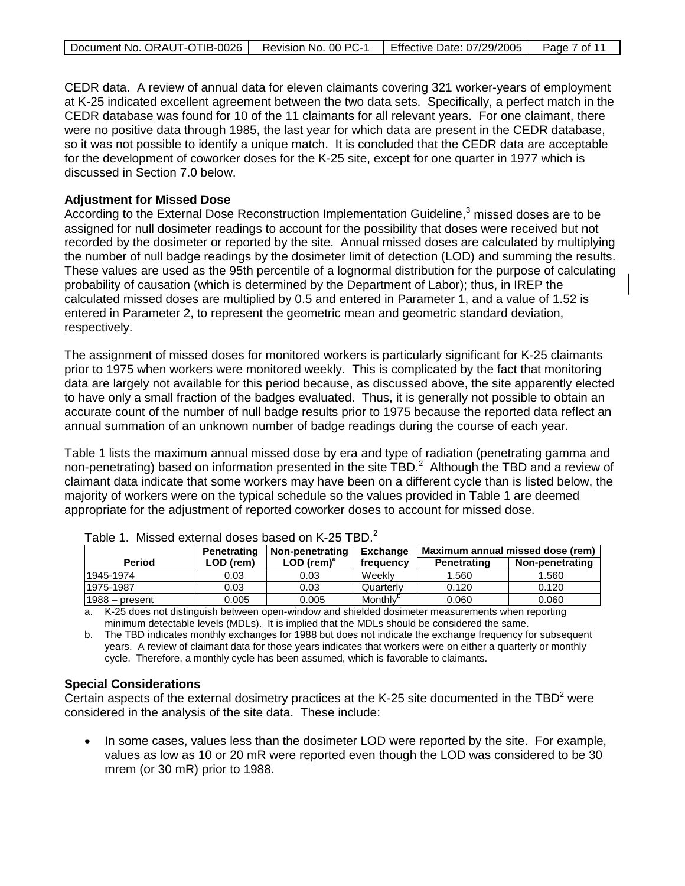CEDR data. A review of annual data for eleven claimants covering 321 worker-years of employment at K-25 indicated excellent agreement between the two data sets. Specifically, a perfect match in the CEDR database was found for 10 of the 11 claimants for all relevant years. For one claimant, there were no positive data through 1985, the last year for which data are present in the CEDR database, so it was not possible to identify a unique match. It is concluded that the CEDR data are acceptable for the development of coworker doses for the K-25 site, except for one quarter in 1977 which is discussed in Section 7.0 below.

**Adjustment for Missed Dose**

According to the External Dose Reconstruction Implementation Guideline,[3] missed doses are to be assigned for null dosimeter readings to account for the possibility that doses were received but not recorded by the dosimeter or reported by the site. Annual missed doses are calculated by multiplying the number of null badge readings by the dosimeter limit of detection (LOD) and summing the results. These values are used as the 95th percentile of a lognormal distribution for the purpose of calculating probability of causation (which is determined by the Department of Labor); thus, in IREP the calculated missed doses are multiplied by 0.5 and entered in Parameter 1, and a value of 1.52 is entered in Parameter 2, to represent the geometric mean and geometric standard deviation, respectively.

The assignment of missed doses for monitored workers is particularly significant for K-25 claimants prior to 1975 when workers were monitored weekly. This is complicated by the fact that monitoring data are largely not available for this period because, as discussed above, the site apparently elected to have only a small fraction of the badges evaluated. Thus, it is generally not possible to obtain an accurate count of the number of null badge results prior to 1975 because the reported data reflect an annual summation of an unknown number of badge readings during the course of each year.

Table 1 lists the maximum annual missed dose by era and type of radiation (penetrating gamma and non-penetrating) based on information presented in the site TBD.[2] Although the TBD and a review of claimant data indicate that some workers may have been on a different cycle than is listed below, the majority of workers were on the typical schedule so the values provided in Table 1 are deemed appropriate for the adjustment of reported coworker doses to account for missed dose.

Table 1. Missed external doses based on K-25 TBD.[2]

| Period | Penetrating LOD (rem) | Non-penetrating LOD (rem)[a] | Exchange frequency | Maximum annual missed dose (rem) | |
|---|---|---|---|---|---|
| | | | | Penetrating | Non-penetrating |
| 1945-1974 | 0.03 | 0.03 | Weekly | 1.560 | 1.560 |
| 1975-1987 | 0.03 | 0.03 | Quarterly | 0.120 | 0.120 |
| 1988 – present | 0.005 | 0.005 | Monthly[b] | 0.060 | 0.060 |

a. K-25 does not distinguish between open-window and shielded dosimeter measurements when reporting minimum detectable levels (MDLs). It is implied that the MDLs should be considered the same.

b. The TBD indicates monthly exchanges for 1988 but does not indicate the exchange frequency for subsequent years. A review of claimant data for those years indicates that workers were on either a quarterly or monthly cycle. Therefore, a monthly cycle has been assumed, which is favorable to claimants.

**Special Considerations**

Certain aspects of the external dosimetry practices at the K-25 site documented in the TBD[2] were considered in the analysis of the site data. These include:

- In some cases, values less than the dosimeter LOD were reported by the site. For example, values as low as 10 or 20 mR were reported even though the LOD was considered to be 30 mrem (or 30 mR) prior to 1988.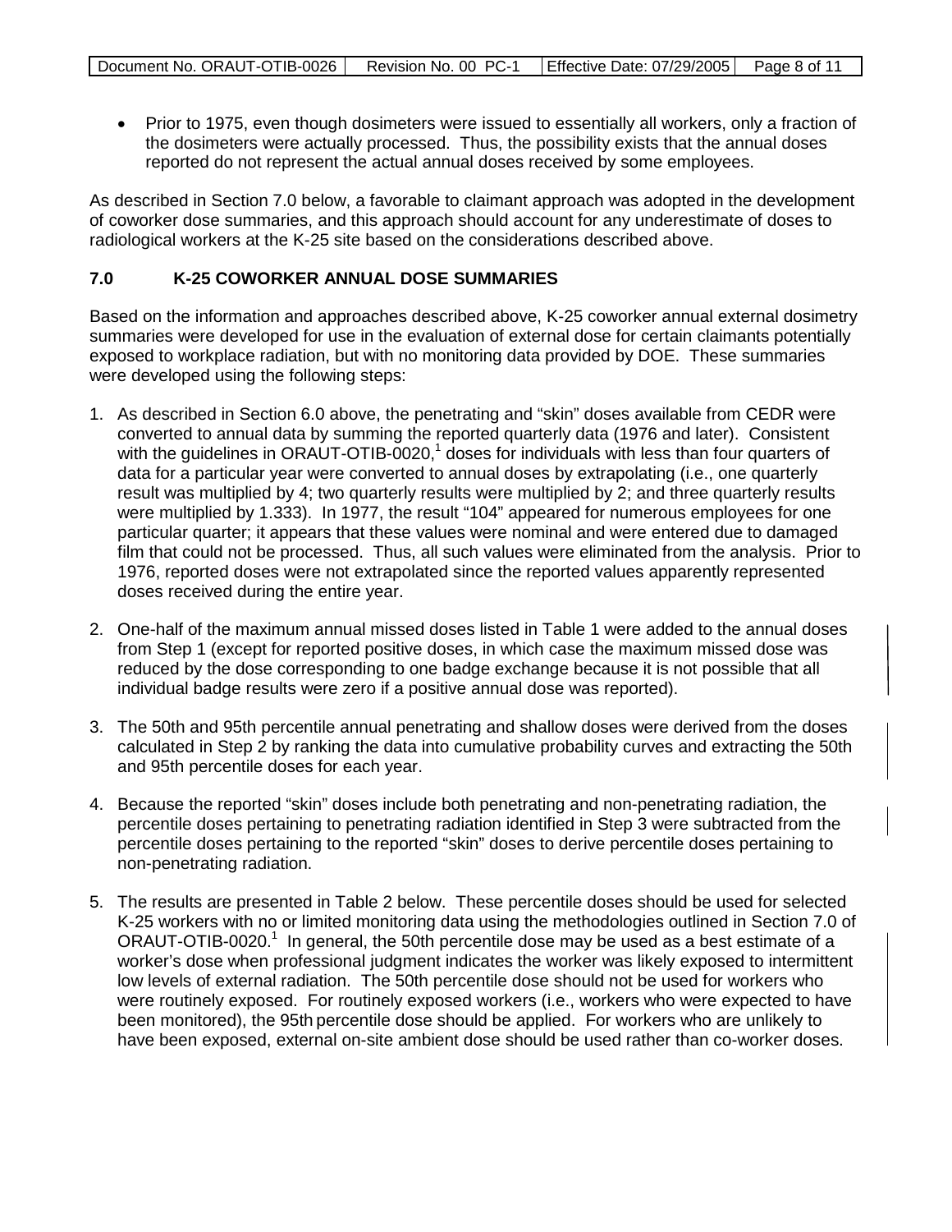- Prior to 1975, even though dosimeters were issued to essentially all workers, only a fraction of the dosimeters were actually processed. Thus, the possibility exists that the annual doses reported do not represent the actual annual doses received by some employees.

As described in Section 7.0 below, a favorable to claimant approach was adopted in the development of coworker dose summaries, and this approach should account for any underestimate of doses to radiological workers at the K-25 site based on the considerations described above.

## 7.0 K-25 COWORKER ANNUAL DOSE SUMMARIES

Based on the information and approaches described above, K-25 coworker annual external dosimetry summaries were developed for use in the evaluation of external dose for certain claimants potentially exposed to workplace radiation, but with no monitoring data provided by DOE. These summaries were developed using the following steps:

1. As described in Section 6.0 above, the penetrating and "skin" doses available from CEDR were converted to annual data by summing the reported quarterly data (1976 and later). Consistent with the guidelines in ORAUT-OTIB-0020,[1] doses for individuals with less than four quarters of data for a particular year were converted to annual doses by extrapolating (i.e., one quarterly result was multiplied by 4; two quarterly results were multiplied by 2; and three quarterly results were multiplied by 1.333). In 1977, the result "104" appeared for numerous employees for one particular quarter; it appears that these values were nominal and were entered due to damaged film that could not be processed. Thus, all such values were eliminated from the analysis. Prior to 1976, reported doses were not extrapolated since the reported values apparently represented doses received during the entire year.
2. One-half of the maximum annual missed doses listed in Table 1 were added to the annual doses from Step 1 (except for reported positive doses, in which case the maximum missed dose was reduced by the dose corresponding to one badge exchange because it is not possible that all individual badge results were zero if a positive annual dose was reported).
3. The 50th and 95th percentile annual penetrating and shallow doses were derived from the doses calculated in Step 2 by ranking the data into cumulative probability curves and extracting the 50th and 95th percentile doses for each year.
4. Because the reported "skin" doses include both penetrating and non-penetrating radiation, the percentile doses pertaining to penetrating radiation identified in Step 3 were subtracted from the percentile doses pertaining to the reported "skin" doses to derive percentile doses pertaining to non-penetrating radiation.
5. The results are presented in Table 2 below. These percentile doses should be used for selected K-25 workers with no or limited monitoring data using the methodologies outlined in Section 7.0 of ORAUT-OTIB-0020.[1] In general, the 50th percentile dose may be used as a best estimate of a worker's dose when professional judgment indicates the worker was likely exposed to intermittent low levels of external radiation. The 50th percentile dose should not be used for workers who were routinely exposed. For routinely exposed workers (i.e., workers who were expected to have been monitored), the 95th percentile dose should be applied. For workers who are unlikely to have been exposed, external on-site ambient dose should be used rather than co-worker doses.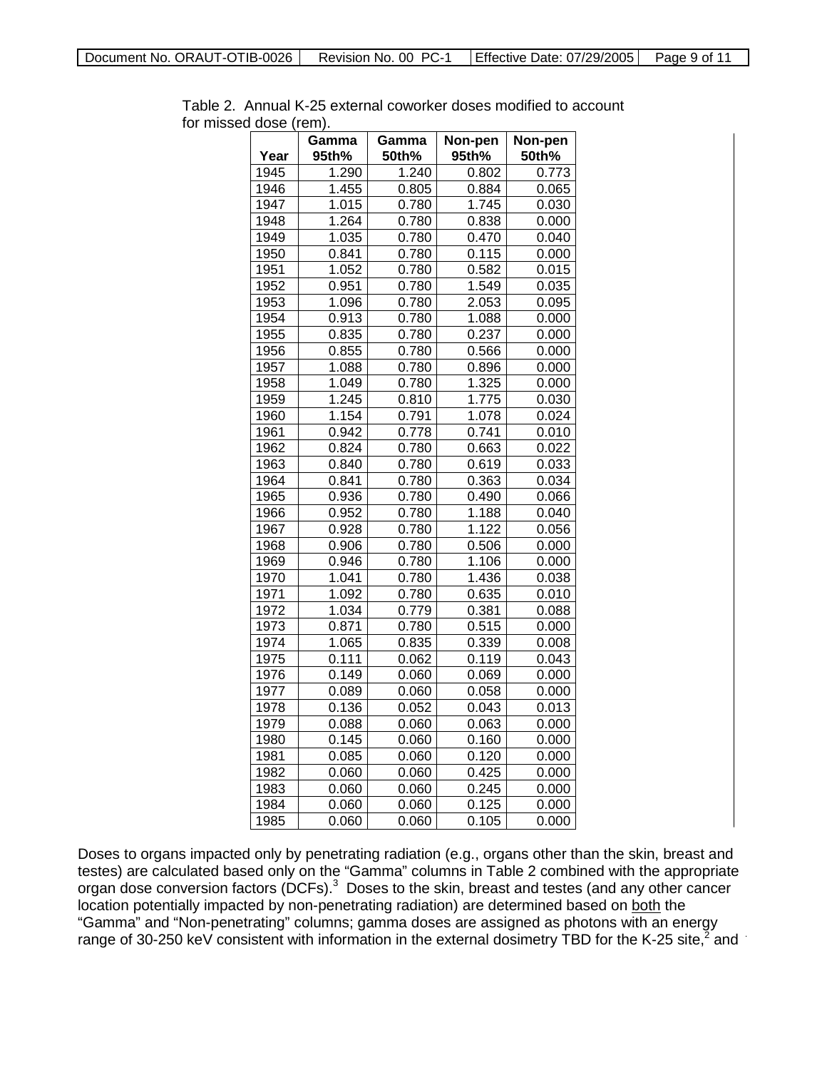Table 2. Annual K-25 external coworker doses modified to account for missed dose (rem).

| Year | Gamma 95th% | Gamma 50th% | Non-pen 95th% | Non-pen 50th% |
|---|---|---|---|---|
| 1945 | 1.290 | 1.240 | 0.802 | 0.773 |
| 1946 | 1.455 | 0.805 | 0.884 | 0.065 |
| 1947 | 1.015 | 0.780 | 1.745 | 0.030 |
| 1948 | 1.264 | 0.780 | 0.838 | 0.000 |
| 1949 | 1.035 | 0.780 | 0.470 | 0.040 |
| 1950 | 0.841 | 0.780 | 0.115 | 0.000 |
| 1951 | 1.052 | 0.780 | 0.582 | 0.015 |
| 1952 | 0.951 | 0.780 | 1.549 | 0.035 |
| 1953 | 1.096 | 0.780 | 2.053 | 0.095 |
| 1954 | 0.913 | 0.780 | 1.088 | 0.000 |
| 1955 | 0.835 | 0.780 | 0.237 | 0.000 |
| 1956 | 0.855 | 0.780 | 0.566 | 0.000 |
| 1957 | 1.088 | 0.780 | 0.896 | 0.000 |
| 1958 | 1.049 | 0.780 | 1.325 | 0.000 |
| 1959 | 1.245 | 0.810 | 1.775 | 0.030 |
| 1960 | 1.154 | 0.791 | 1.078 | 0.024 |
| 1961 | 0.942 | 0.778 | 0.741 | 0.010 |
| 1962 | 0.824 | 0.780 | 0.663 | 0.022 |
| 1963 | 0.840 | 0.780 | 0.619 | 0.033 |
| 1964 | 0.841 | 0.780 | 0.363 | 0.034 |
| 1965 | 0.936 | 0.780 | 0.490 | 0.066 |
| 1966 | 0.952 | 0.780 | 1.188 | 0.040 |
| 1967 | 0.928 | 0.780 | 1.122 | 0.056 |
| 1968 | 0.906 | 0.780 | 0.506 | 0.000 |
| 1969 | 0.946 | 0.780 | 1.106 | 0.000 |
| 1970 | 1.041 | 0.780 | 1.436 | 0.038 |
| 1971 | 1.092 | 0.780 | 0.635 | 0.010 |
| 1972 | 1.034 | 0.779 | 0.381 | 0.088 |
| 1973 | 0.871 | 0.780 | 0.515 | 0.000 |
| 1974 | 1.065 | 0.835 | 0.339 | 0.008 |
| 1975 | 0.111 | 0.062 | 0.119 | 0.043 |
| 1976 | 0.149 | 0.060 | 0.069 | 0.000 |
| 1977 | 0.089 | 0.060 | 0.058 | 0.000 |
| 1978 | 0.136 | 0.052 | 0.043 | 0.013 |
| 1979 | 0.088 | 0.060 | 0.063 | 0.000 |
| 1980 | 0.145 | 0.060 | 0.160 | 0.000 |
| 1981 | 0.085 | 0.060 | 0.120 | 0.000 |
| 1982 | 0.060 | 0.060 | 0.425 | 0.000 |
| 1983 | 0.060 | 0.060 | 0.245 | 0.000 |
| 1984 | 0.060 | 0.060 | 0.125 | 0.000 |
| 1985 | 0.060 | 0.060 | 0.105 | 0.000 |

Doses to organs impacted only by penetrating radiation (e.g., organs other than the skin, breast and testes) are calculated based only on the "Gamma" columns in Table 2 combined with the appropriate organ dose conversion factors (DCFs).[3] Doses to the skin, breast and testes (and any other cancer location potentially impacted by non-penetrating radiation) are determined based on <u>both</u> the "Gamma" and "Non-penetrating" columns; gamma doses are assigned as photons with an energy range of 30-250 keV consistent with information in the external dosimetry TBD for the K-25 site,[2] and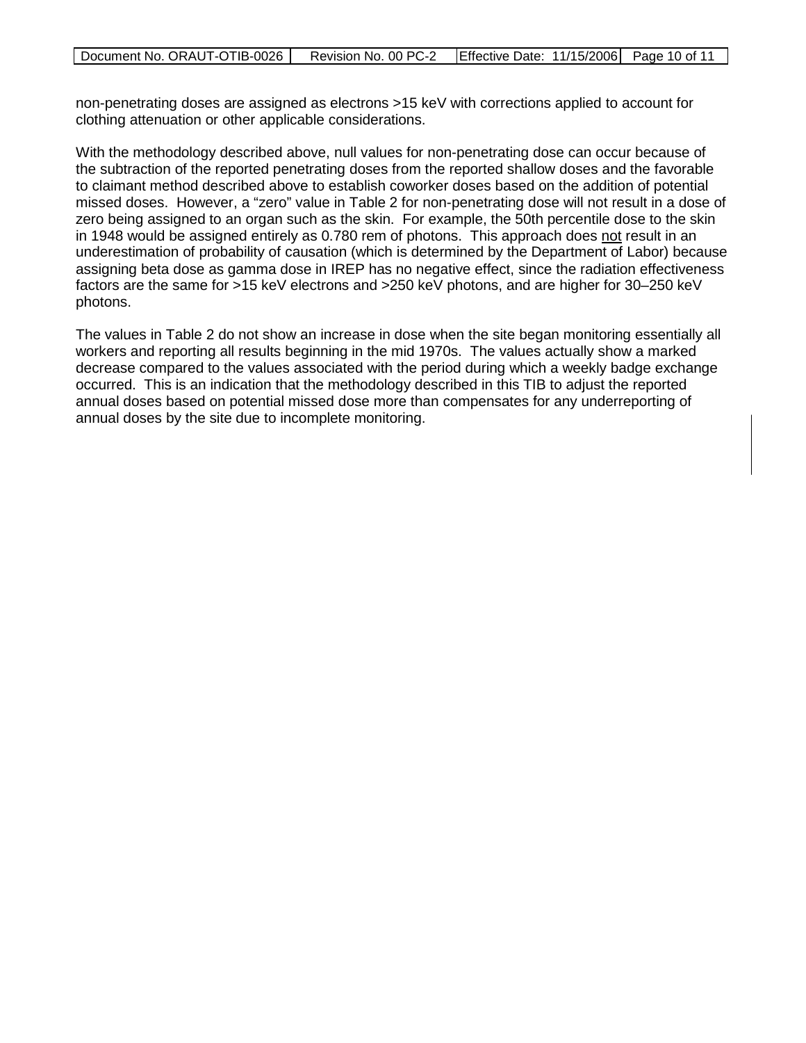non-penetrating doses are assigned as electrons >15 keV with corrections applied to account for clothing attenuation or other applicable considerations.

With the methodology described above, null values for non-penetrating dose can occur because of the subtraction of the reported penetrating doses from the reported shallow doses and the favorable to claimant method described above to establish coworker doses based on the addition of potential missed doses. However, a "zero" value in Table 2 for non-penetrating dose will not result in a dose of zero being assigned to an organ such as the skin. For example, the 50th percentile dose to the skin in 1948 would be assigned entirely as 0.780 rem of photons. This approach does <u>not</u> result in an underestimation of probability of causation (which is determined by the Department of Labor) because assigning beta dose as gamma dose in IREP has no negative effect, since the radiation effectiveness factors are the same for >15 keV electrons and >250 keV photons, and are higher for 30–250 keV photons.

The values in Table 2 do not show an increase in dose when the site began monitoring essentially all workers and reporting all results beginning in the mid 1970s. The values actually show a marked decrease compared to the values associated with the period during which a weekly badge exchange occurred. This is an indication that the methodology described in this TIB to adjust the reported annual doses based on potential missed dose more than compensates for any underreporting of annual doses by the site due to incomplete monitoring.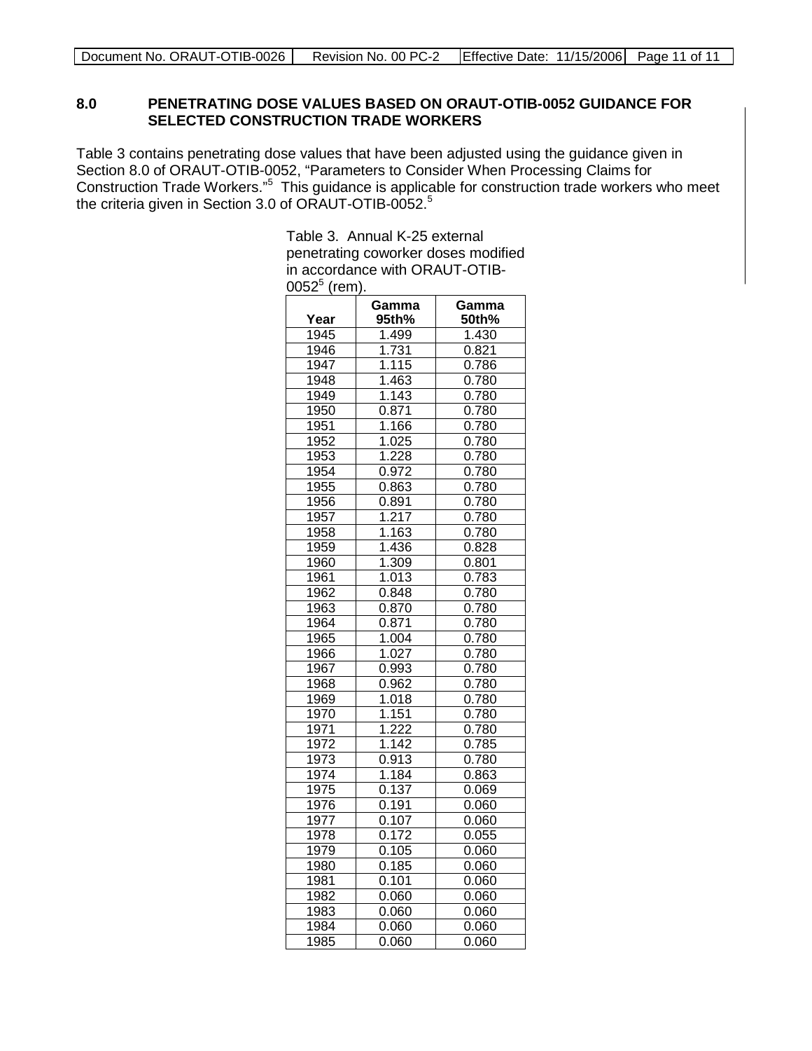## 8.0 PENETRATING DOSE VALUES BASED ON ORAUT-OTIB-0052 GUIDANCE FOR SELECTED CONSTRUCTION TRADE WORKERS

Table 3 contains penetrating dose values that have been adjusted using the guidance given in Section 8.0 of ORAUT-OTIB-0052, "Parameters to Consider When Processing Claims for Construction Trade Workers."[5] This guidance is applicable for construction trade workers who meet the criteria given in Section 3.0 of ORAUT-OTIB-0052.[5]

Table 3. Annual K-25 external penetrating coworker doses modified in accordance with ORAUT-OTIB-0052[5] (rem).

| Year | Gamma 95th% | Gamma 50th% |
|---|---|---|
| 1945 | 1.499 | 1.430 |
| 1946 | 1.731 | 0.821 |
| 1947 | 1.115 | 0.786 |
| 1948 | 1.463 | 0.780 |
| 1949 | 1.143 | 0.780 |
| 1950 | 0.871 | 0.780 |
| 1951 | 1.166 | 0.780 |
| 1952 | 1.025 | 0.780 |
| 1953 | 1.228 | 0.780 |
| 1954 | 0.972 | 0.780 |
| 1955 | 0.863 | 0.780 |
| 1956 | 0.891 | 0.780 |
| 1957 | 1.217 | 0.780 |
| 1958 | 1.163 | 0.780 |
| 1959 | 1.436 | 0.828 |
| 1960 | 1.309 | 0.801 |
| 1961 | 1.013 | 0.783 |
| 1962 | 0.848 | 0.780 |
| 1963 | 0.870 | 0.780 |
| 1964 | 0.871 | 0.780 |
| 1965 | 1.004 | 0.780 |
| 1966 | 1.027 | 0.780 |
| 1967 | 0.993 | 0.780 |
| 1968 | 0.962 | 0.780 |
| 1969 | 1.018 | 0.780 |
| 1970 | 1.151 | 0.780 |
| 1971 | 1.222 | 0.780 |
| 1972 | 1.142 | 0.785 |
| 1973 | 0.913 | 0.780 |
| 1974 | 1.184 | 0.863 |
| 1975 | 0.137 | 0.069 |
| 1976 | 0.191 | 0.060 |
| 1977 | 0.107 | 0.060 |
| 1978 | 0.172 | 0.055 |
| 1979 | 0.105 | 0.060 |
| 1980 | 0.185 | 0.060 |
| 1981 | 0.101 | 0.060 |
| 1982 | 0.060 | 0.060 |
| 1983 | 0.060 | 0.060 |
| 1984 | 0.060 | 0.060 |
| 1985 | 0.060 | 0.060 |